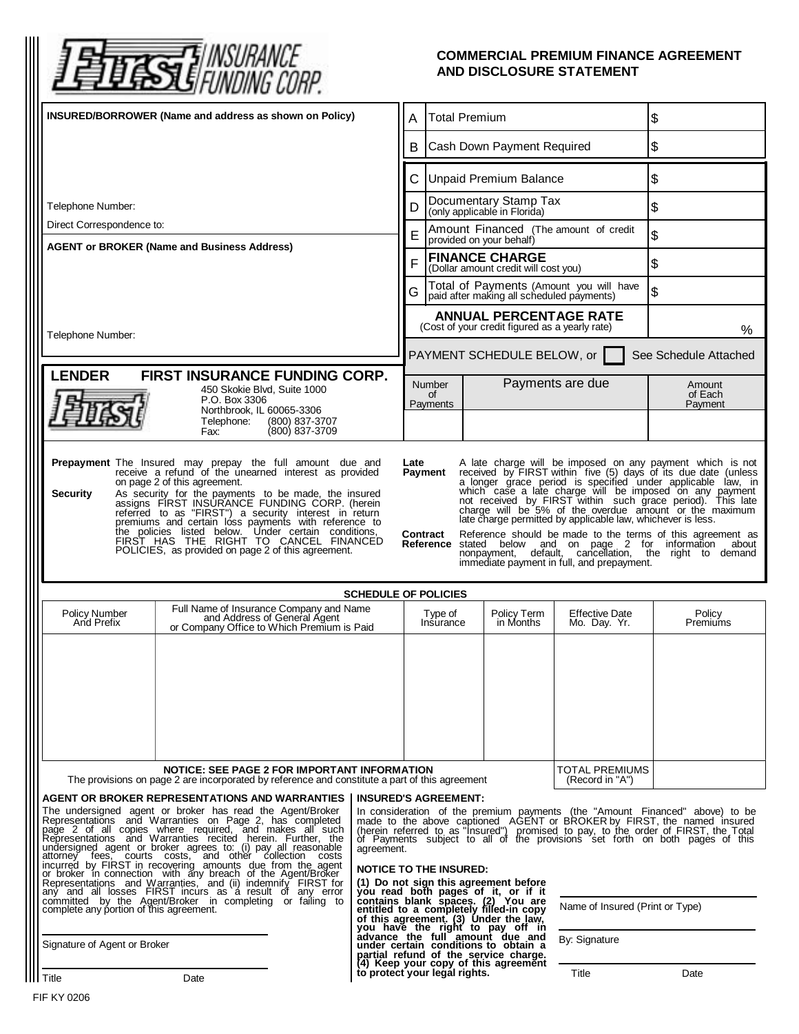**First INSURANCE FUNDING CORP.**

# COMMERCIAL PREMIUM FINANCE AGREEMENT AND DISCLOSURE STATEMENT

**INSURED/BORROWER (Name and address as shown on Policy)**

Telephone Number:

Direct Correspondence to:

**AGENT or BROKER (Name and Business Address)**

Telephone Number:

| | | |
|---|---|---|
| A | Total Premium | $ |
| B | Cash Down Payment Required | $ |
| C | Unpaid Premium Balance | $ |
| D | Documentary Stamp Tax (only applicable in Florida) | $ |
| E | Amount Financed (The amount of credit provided on your behalf) | $ |
| F | **FINANCE CHARGE** (Dollar amount credit will cost you) | $ |
| G | Total of Payments (Amount you will have paid after making all scheduled payments) | $ |
| | **ANNUAL PERCENTAGE RATE** (Cost of your credit figured as a yearly rate) | % |

PAYMENT SCHEDULE BELOW, or ☐ See Schedule Attached

| Number of Payments | Payments are due | Amount of Each Payment |
|---|---|---|
| | | |

**LENDER FIRST INSURANCE FUNDING CORP.**
450 Skokie Blvd, Suite 1000
P.O. Box 3306
Northbrook, IL 60065-3306
Telephone: (800) 837-3707
Fax: (800) 837-3709

**Prepayment** The Insured may prepay the full amount due and receive a refund of the unearned interest as provided on page 2 of this agreement.

**Security** As security for the payments to be made, the insured assigns FIRST INSURANCE FUNDING CORP. (herein referred to as "FIRST") a security interest in return premiums and certain loss payments with reference to the policies listed below. Under certain conditions, FIRST HAS THE RIGHT TO CANCEL FINANCED POLICIES, as provided on page 2 of this agreement.

**Late Payment** A late charge will be imposed on any payment which is not received by FIRST within five (5) days of its due date (unless a longer grace period is specified under applicable law, in which case a late charge will be imposed on any payment not received by FIRST within such grace period). This late charge will be 5% of the overdue amount or the maximum late charge permitted by applicable law, whichever is less.

**Contract Reference** Reference should be made to the terms of this agreement as stated below and on page 2 for information about nonpayment, default, cancellation, the right to demand immediate payment in full, and prepayment.

**SCHEDULE OF POLICIES**

| Policy Number And Prefix | Full Name of Insurance Company and Name and Address of General Agent or Company Office to Which Premium is Paid | Type of Insurance | Policy Term in Months | Effective Date Mo. Day. Yr. | Policy Premiums |
|---|---|---|---|---|---|
| | | | | | |
| | | | | TOTAL PREMIUMS (Record in "A") | |

**NOTICE: SEE PAGE 2 FOR IMPORTANT INFORMATION**
The provisions on page 2 are incorporated by reference and constitute a part of this agreement

**AGENT OR BROKER REPRESENTATIONS AND WARRANTIES**

The undersigned agent or broker has read the Agent/Broker Representations and Warranties on Page 2, has completed page 2 of all copies where required, and makes all such Representations and Warranties recited herein. Further, the undersigned agent or broker agrees to: (i) pay all reasonable attorney fees, courts costs, and other collection costs incurred by FIRST in recovering amounts due from the agent or broker in connection with any breach of the Agent/Broker Representations and Warranties, and (ii) indemnify FIRST for any and all losses FIRST incurs as a result of any error committed by the Agent/Broker in completing or failing to complete any portion of this agreement.

Signature of Agent or Broker

Title Date

**INSURED'S AGREEMENT:**

In consideration of the premium payments (the "Amount Financed" above) to be made to the above captioned AGENT or BROKER by FIRST, the named insured (herein referred to as "Insured") promised to pay, to the order of FIRST, the Total of Payments subject to all of the provisions set forth on both pages of this agreement.

**NOTICE TO THE INSURED:**

**(1) Do not sign this agreement before you read both pages of it, or if it contains blank spaces. (2) You are entitled to a completely filled-in copy of this agreement. (3) Under the law, you have the right to pay off in advance the full amount due and under certain conditions to obtain a partial refund of the service charge. (4) Keep your copy of this agreement to protect your legal rights.**

Name of Insured (Print or Type)

By: Signature

Title Date

FIF KY 0206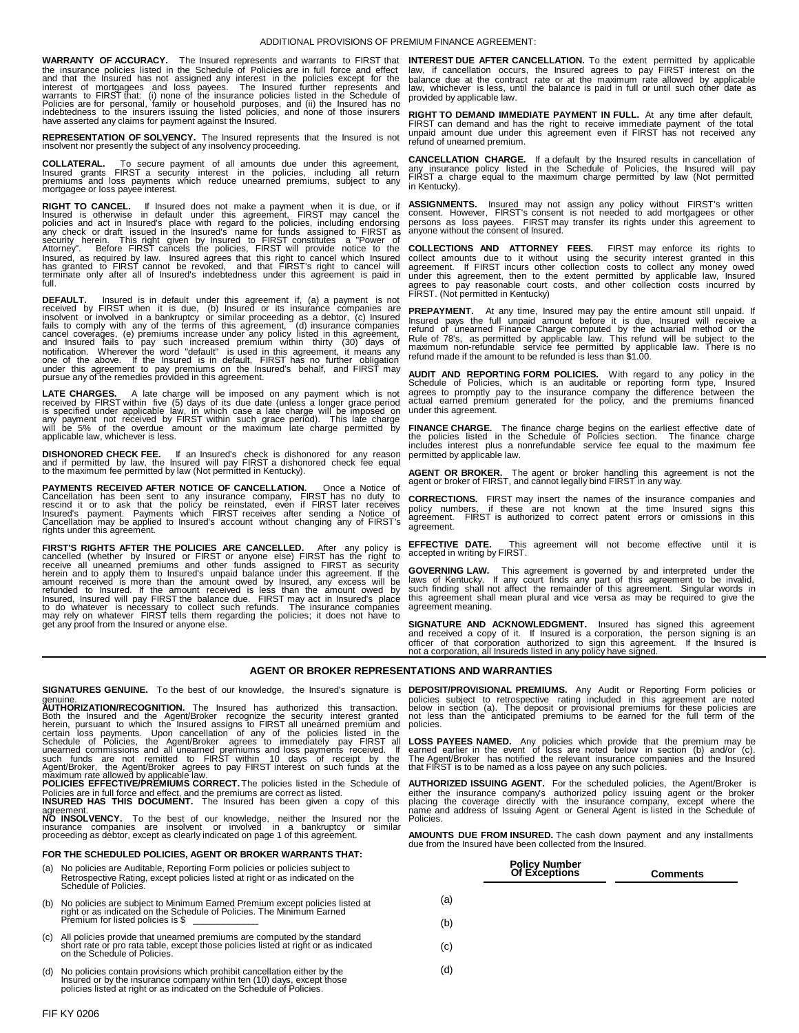ADDITIONAL PROVISIONS OF PREMIUM FINANCE AGREEMENT:

**WARRANTY OF ACCURACY.** The Insured represents and warrants to FIRST that the insurance policies listed in the Schedule of Policies are in full force and effect and that the Insured has not assigned any interest in the policies except for the interest of mortgagees and loss payees. The Insured further represents and warrants to FIRST that: (i) none of the insurance policies listed in the Schedule of Policies are for personal, family or household purposes, and (ii) the Insured has no indebtedness to the insurers issuing the listed policies, and none of those insurers have asserted any claims for payment against the Insured.

**REPRESENTATION OF SOLVENCY.** The Insured represents that the Insured is not insolvent nor presently the subject of any insolvency proceeding.

**COLLATERAL.** To secure payment of all amounts due under this agreement, Insured grants FIRST a security interest in the policies, including all return premiums and loss payments which reduce unearned premiums, subject to any mortgagee or loss payee interest.

**RIGHT TO CANCEL.** If Insured does not make a payment when it is due, or if Insured is otherwise in default under this agreement, FIRST may cancel the policies and act in Insured's place with regard to the policies, including endorsing any check or draft issued in the Insured's name for funds assigned to FIRST as security herein. This right given by Insured to FIRST constitutes a "Power of Attorney". Before FIRST cancels the policies, FIRST will provide notice to the Insured, as required by law. Insured agrees that this right to cancel which Insured has granted to FIRST cannot be revoked, and that FIRST's right to cancel will terminate only after all of Insured's indebtedness under this agreement is paid in full.

**DEFAULT.** Insured is in default under this agreement if, (a) a payment is not received by FIRST when it is due, (b) Insured or its insurance companies are insolvent or involved in a bankruptcy or similar proceeding as a debtor, (c) Insured fails to comply with any of the terms of this agreement, (d) insurance companies cancel coverages, (e) premiums increase under any policy listed in this agreement, and Insured fails to pay such increased premium within thirty (30) days of notification. Wherever the word "default" is used in this agreement, it means any one of the above. If the Insured is in default, FIRST has no further obligation under this agreement to pay premiums on the Insured's behalf, and FIRST may pursue any of the remedies provided in this agreement.

**LATE CHARGES.** A late charge will be imposed on any payment which is not received by FIRST within five (5) days of its due date (unless a longer grace period is specified under applicable law, in which case a late charge will be imposed on any payment not received by FIRST within such grace period). This late charge will be 5% of the overdue amount or the maximum late charge permitted by applicable law, whichever is less.

**DISHONORED CHECK FEE.** If an Insured's check is dishonored for any reason and if permitted by law, the Insured will pay FIRST a dishonored check fee equal to the maximum fee permitted by law (Not permitted in Kentucky).

**PAYMENTS RECEIVED AFTER NOTICE OF CANCELLATION.** Once a Notice of Cancellation has been sent to any insurance company, FIRST has no duty to rescind it or to ask that the policy be reinstated, even if FIRST later receives Insured's payment. Payments which FIRST receives after sending a Notice of Cancellation may be applied to Insured's account without changing any of FIRST's rights under this agreement.

**FIRST'S RIGHTS AFTER THE POLICIES ARE CANCELLED.** After any policy is cancelled (whether by Insured or FIRST or anyone else) FIRST has the right to receive all unearned premiums and other funds assigned to FIRST as security herein and to apply them to Insured's unpaid balance under this agreement. If the amount received is more than the amount owed by Insured, any excess will be refunded to Insured. If the amount received is less than the amount owed by Insured, Insured will pay FIRST the balance due. FIRST may act in Insured's place to do whatever is necessary to collect such refunds. The insurance companies may rely on whatever FIRST tells them regarding the policies; it does not have to get any proof from the Insured or anyone else.

**INTEREST DUE AFTER CANCELLATION.** To the extent permitted by applicable law, if cancellation occurs, the Insured agrees to pay FIRST interest on the balance due at the contract rate or at the maximum rate allowed by applicable law, whichever is less, until the balance is paid in full or until such other date as provided by applicable law.

**RIGHT TO DEMAND IMMEDIATE PAYMENT IN FULL.** At any time after default, FIRST can demand and has the right to receive immediate payment of the total unpaid amount due under this agreement even if FIRST has not received any refund of unearned premium.

**CANCELLATION CHARGE.** If a default by the Insured results in cancellation of any insurance policy listed in the Schedule of Policies, the Insured will pay FIRST a charge equal to the maximum charge permitted by law (Not permitted in Kentucky).

**ASSIGNMENTS.** Insured may not assign any policy without FIRST's written consent. However, FIRST's consent is not needed to add mortgagees or other persons as loss payees. FIRST may transfer its rights under this agreement to anyone without the consent of Insured.

**COLLECTIONS AND ATTORNEY FEES.** FIRST may enforce its rights to collect amounts due to it without using the security interest granted in this agreement. If FIRST incurs other collection costs to collect any money owed under this agreement, then to the extent permitted by applicable law, Insured agrees to pay reasonable court costs, and other collection costs incurred by FIRST. (Not permitted in Kentucky)

**PREPAYMENT.** At any time, Insured may pay the entire amount still unpaid. If Insured pays the full unpaid amount before it is due, Insured will receive a refund of unearned Finance Charge computed by the actuarial method or the Rule of 78's, as permitted by applicable law. This refund will be subject to the maximum non-refundable service fee permitted by applicable law. There is no refund made if the amount to be refunded is less than $1.00.

**AUDIT AND REPORTING FORM POLICIES.** With regard to any policy in the Schedule of Policies, which is an auditable or reporting form type, Insured agrees to promptly pay to the insurance company the difference between the actual earned premium generated for the policy, and the premiums financed under this agreement.

**FINANCE CHARGE.** The finance charge begins on the earliest effective date of the policies listed in the Schedule of Policies section. The finance charge includes interest plus a nonrefundable service fee equal to the maximum fee permitted by applicable law.

**AGENT OR BROKER.** The agent or broker handling this agreement is not the agent or broker of FIRST, and cannot legally bind FIRST in any way.

**CORRECTIONS.** FIRST may insert the names of the insurance companies and policy numbers, if these are not known at the time Insured signs this agreement. FIRST is authorized to correct patent errors or omissions in this agreement.

**EFFECTIVE DATE.** This agreement will not become effective until it is accepted in writing by FIRST.

**GOVERNING LAW.** This agreement is governed by and interpreted under the laws of Kentucky. If any court finds any part of this agreement to be invalid, such finding shall not affect the remainder of this agreement. Singular words in this agreement shall mean plural and vice versa as may be required to give the agreement meaning.

**SIGNATURE AND ACKNOWLEDGMENT.** Insured has signed this agreement and received a copy of it. If Insured is a corporation, the person signing is an officer of that corporation authorized to sign this agreement. If the Insured is not a corporation, all Insureds listed in any policy have signed.

## AGENT OR BROKER REPRESENTATIONS AND WARRANTIES

**SIGNATURES GENUINE.** To the best of our knowledge, the Insured's signature is genuine.

**AUTHORIZATION/RECOGNITION.** The Insured has authorized this transaction. Both the Insured and the Agent/Broker recognize the security interest granted herein, pursuant to which the Insured assigns to FIRST all unearned premium and certain loss payments. Upon cancellation of any of the policies listed in the Schedule of Policies, the Agent/Broker agrees to immediately pay FIRST all unearned commissions and all unearned premiums and loss payments received. If such funds are not remitted to FIRST within 10 days of receipt by the Agent/Broker, the Agent/Broker agrees to pay FIRST interest on such funds at the maximum rate allowed by applicable law.

**POLICIES EFFECTIVE/PREMIUMS CORRECT.** The policies listed in the Schedule of Policies are in full force and effect, and the premiums are correct as listed.

**INSURED HAS THIS DOCUMENT.** The Insured has been given a copy of this agreement.

**NO INSOLVENCY.** To the best of our knowledge, neither the Insured nor the insurance companies are insolvent or involved in a bankruptcy or similar proceeding as debtor, except as clearly indicated on page 1 of this agreement.

**DEPOSIT/PROVISIONAL PREMIUMS.** Any Audit or Reporting Form policies or policies subject to retrospective rating included in this agreement are noted below in section (a). The deposit or provisional premiums for these policies are not less than the anticipated premiums to be earned for the full term of the policies.

**LOSS PAYEES NAMED.** Any policies which provide that the premium may be earned earlier in the event of loss are noted below in section (b) and/or (c). The Agent/Broker has notified the relevant insurance companies and the Insured that FIRST is to be named as a loss payee on any such policies.

**AUTHORIZED ISSUING AGENT.** For the scheduled policies, the Agent/Broker is either the insurance company's authorized policy issuing agent or the broker placing the coverage directly with the insurance company, except where the name and address of Issuing Agent or General Agent is listed in the Schedule of Policies.

**AMOUNTS DUE FROM INSURED.** The cash down payment and any installments due from the Insured have been collected from the Insured.

**FOR THE SCHEDULED POLICIES, AGENT OR BROKER WARRANTS THAT:**

(a) No policies are Auditable, Reporting Form policies or policies subject to Retrospective Rating, except policies listed at right or as indicated on the Schedule of Policies.

(b) No policies are subject to Minimum Earned Premium except policies listed at right or as indicated on the Schedule of Policies. The Minimum Earned Premium for listed policies is $ ____________

(c) All policies provide that unearned premiums are computed by the standard short rate or pro rata table, except those policies listed at right or as indicated on the Schedule of Policies.

(d) No policies contain provisions which prohibit cancellation either by the Insured or by the insurance company within ten (10) days, except those policies listed at right or as indicated on the Schedule of Policies.

| | Policy Number Of Exceptions | Comments |
|---|---|---|
| (a) | | |
| (b) | | |
| (c) | | |
| (d) | | |

FIF KY 0206